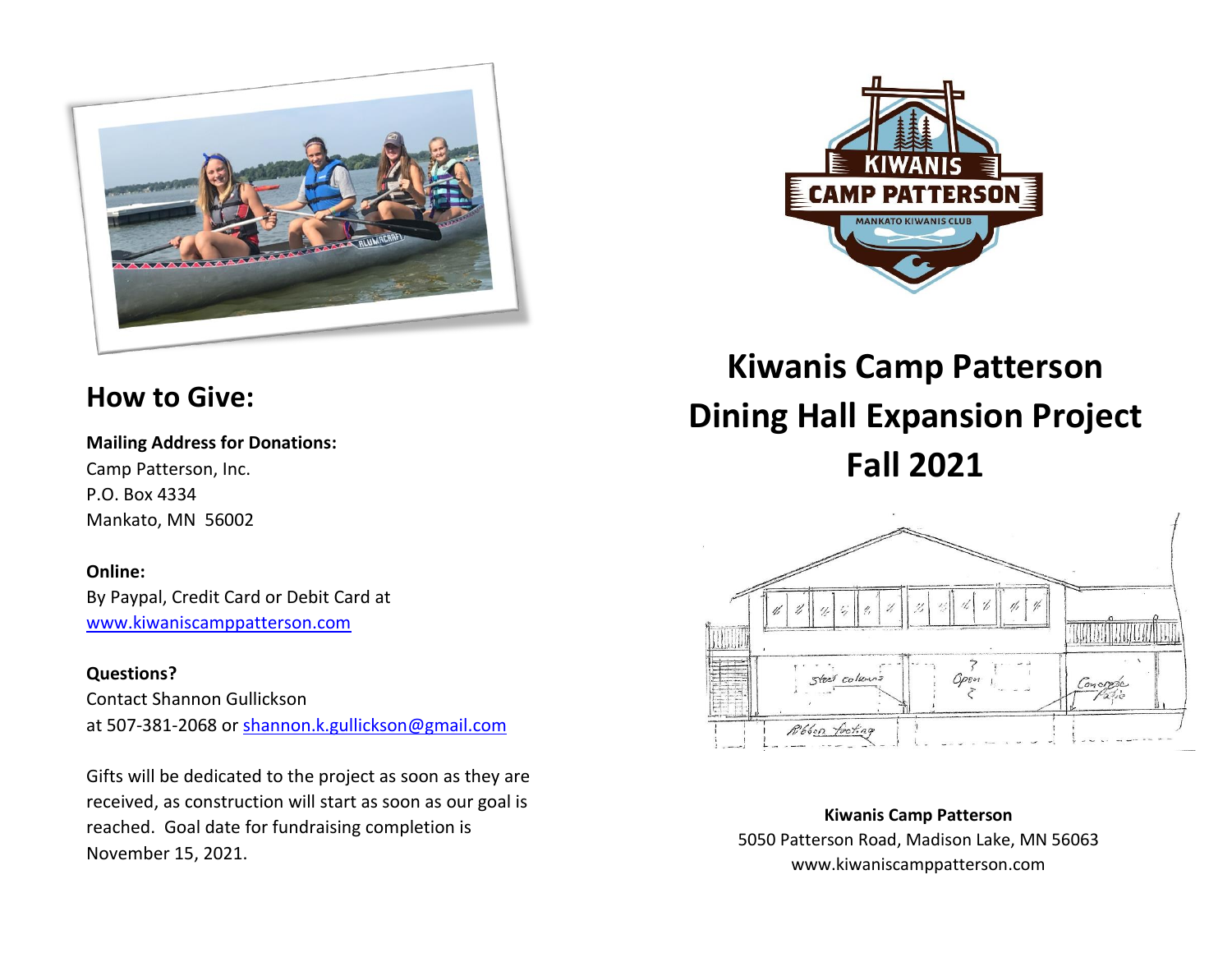## How to Give:

**Mailing Address for Donations:**
Camp Patterson, Inc.
P.O. Box 4334
Mankato, MN 56002

**Online:**
By Paypal, Credit Card or Debit Card at
www.kiwaniscamppatterson.com

**Questions?**
Contact Shannon Gullickson
at 507-381-2068 or shannon.k.gullickson@gmail.com

Gifts will be dedicated to the project as soon as they are received, as construction will start as soon as our goal is reached. Goal date for fundraising completion is November 15, 2021.

# Kiwanis Camp Patterson Dining Hall Expansion Project Fall 2021

**Kiwanis Camp Patterson**
5050 Patterson Road, Madison Lake, MN 56063
www.kiwaniscamppatterson.com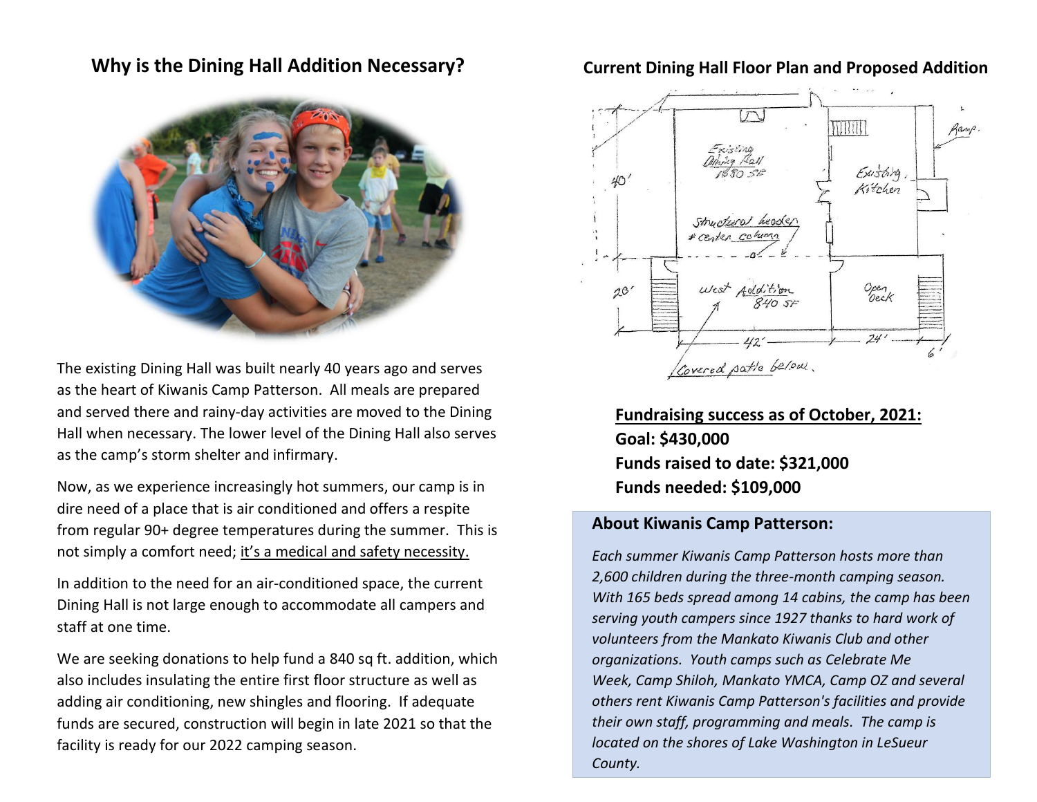## Why is the Dining Hall Addition Necessary?

The existing Dining Hall was built nearly 40 years ago and serves as the heart of Kiwanis Camp Patterson. All meals are prepared and served there and rainy-day activities are moved to the Dining Hall when necessary. The lower level of the Dining Hall also serves as the camp's storm shelter and infirmary.

Now, as we experience increasingly hot summers, our camp is in dire need of a place that is air conditioned and offers a respite from regular 90+ degree temperatures during the summer. This is not simply a comfort need; it's a medical and safety necessity.

In addition to the need for an air-conditioned space, the current Dining Hall is not large enough to accommodate all campers and staff at one time.

We are seeking donations to help fund a 840 sq ft. addition, which also includes insulating the entire first floor structure as well as adding air conditioning, new shingles and flooring. If adequate funds are secured, construction will begin in late 2021 so that the facility is ready for our 2022 camping season.

## Current Dining Hall Floor Plan and Proposed Addition

Existing Dining Hall 1680 SF

Existing Kitchen

Ramp

40'

Structural header & center column

20'

West Addition 840 SF

Open Deck

42'

24'

6'

Covered patio below.

**Fundraising success as of October, 2021:**

**Goal: $430,000**

**Funds raised to date: $321,000**

**Funds needed: $109,000**

### About Kiwanis Camp Patterson:

*Each summer Kiwanis Camp Patterson hosts more than 2,600 children during the three-month camping season. With 165 beds spread among 14 cabins, the camp has been serving youth campers since 1927 thanks to hard work of volunteers from the Mankato Kiwanis Club and other organizations. Youth camps such as Celebrate Me Week, Camp Shiloh, Mankato YMCA, Camp OZ and several others rent Kiwanis Camp Patterson's facilities and provide their own staff, programming and meals. The camp is located on the shores of Lake Washington in LeSueur County.*